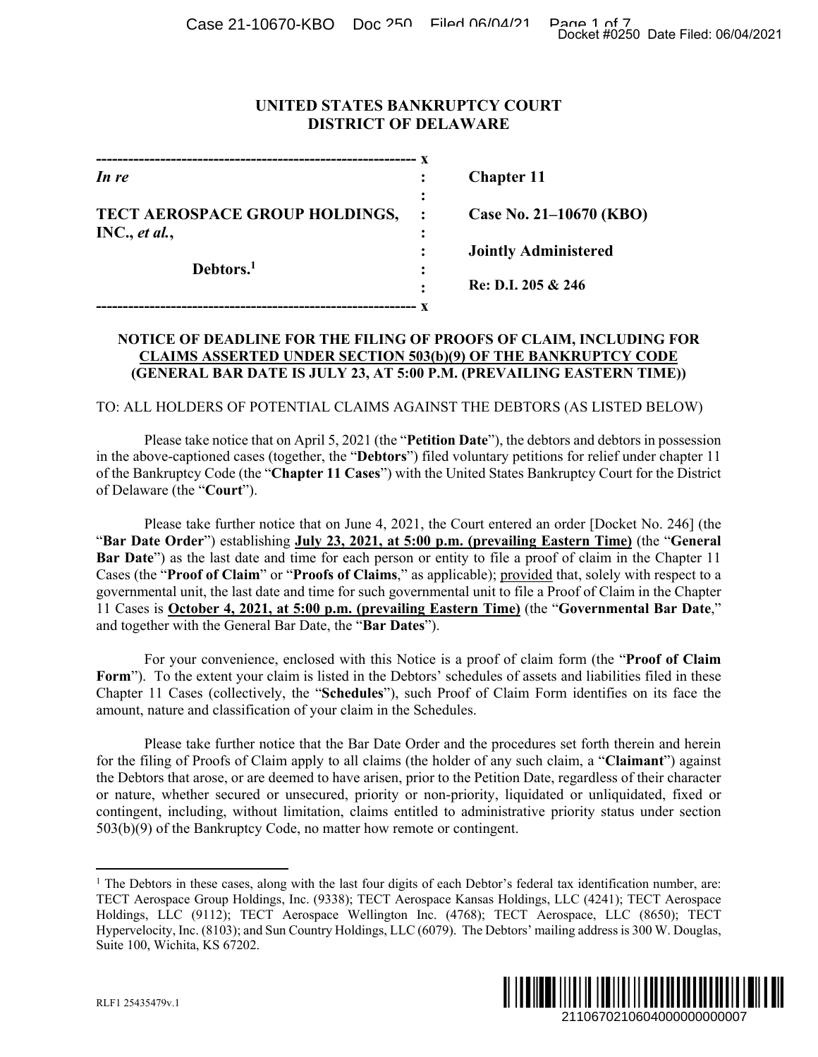# UNITED STATES BANKRUPTCY COURT
# DISTRICT OF DELAWARE

| | | |
|---|---|---|
| *In re* | : | **Chapter 11** |
| **TECT AEROSPACE GROUP HOLDINGS, INC.,** *et al.*, | : | **Case No. 21–10670 (KBO)** |
| | : | **Jointly Administered** |
| **Debtors.**[1] | : | **Re: D.I. 205 & 246** |

## NOTICE OF DEADLINE FOR THE FILING OF PROOFS OF CLAIM, INCLUDING FOR CLAIMS ASSERTED UNDER SECTION 503(b)(9) OF THE BANKRUPTCY CODE (GENERAL BAR DATE IS JULY 23, AT 5:00 P.M. (PREVAILING EASTERN TIME))

TO: ALL HOLDERS OF POTENTIAL CLAIMS AGAINST THE DEBTORS (AS LISTED BELOW)

Please take notice that on April 5, 2021 (the "**Petition Date**"), the debtors and debtors in possession in the above-captioned cases (together, the "**Debtors**") filed voluntary petitions for relief under chapter 11 of the Bankruptcy Code (the "**Chapter 11 Cases**") with the United States Bankruptcy Court for the District of Delaware (the "**Court**").

Please take further notice that on June 4, 2021, the Court entered an order [Docket No. 246] (the "**Bar Date Order**") establishing **July 23, 2021, at 5:00 p.m. (prevailing Eastern Time)** (the "**General Bar Date**") as the last date and time for each person or entity to file a proof of claim in the Chapter 11 Cases (the "**Proof of Claim**" or "**Proofs of Claims**," as applicable); provided that, solely with respect to a governmental unit, the last date and time for such governmental unit to file a Proof of Claim in the Chapter 11 Cases is **October 4, 2021, at 5:00 p.m. (prevailing Eastern Time)** (the "**Governmental Bar Date**," and together with the General Bar Date, the "**Bar Dates**").

For your convenience, enclosed with this Notice is a proof of claim form (the "**Proof of Claim Form**"). To the extent your claim is listed in the Debtors' schedules of assets and liabilities filed in these Chapter 11 Cases (collectively, the "**Schedules**"), such Proof of Claim Form identifies on its face the amount, nature and classification of your claim in the Schedules.

Please take further notice that the Bar Date Order and the procedures set forth therein and herein for the filing of Proofs of Claim apply to all claims (the holder of any such claim, a "**Claimant**") against the Debtors that arose, or are deemed to have arisen, prior to the Petition Date, regardless of their character or nature, whether secured or unsecured, priority or non-priority, liquidated or unliquidated, fixed or contingent, including, without limitation, claims entitled to administrative priority status under section 503(b)(9) of the Bankruptcy Code, no matter how remote or contingent.

---

[1] The Debtors in these cases, along with the last four digits of each Debtor's federal tax identification number, are: TECT Aerospace Group Holdings, Inc. (9338); TECT Aerospace Kansas Holdings, LLC (4241); TECT Aerospace Holdings, LLC (9112); TECT Aerospace Wellington Inc. (4768); TECT Aerospace, LLC (8650); TECT Hypervelocity, Inc. (8103); and Sun Country Holdings, LLC (6079). The Debtors' mailing address is 300 W. Douglas, Suite 100, Wichita, KS 67202.

RLF1 25435479v.1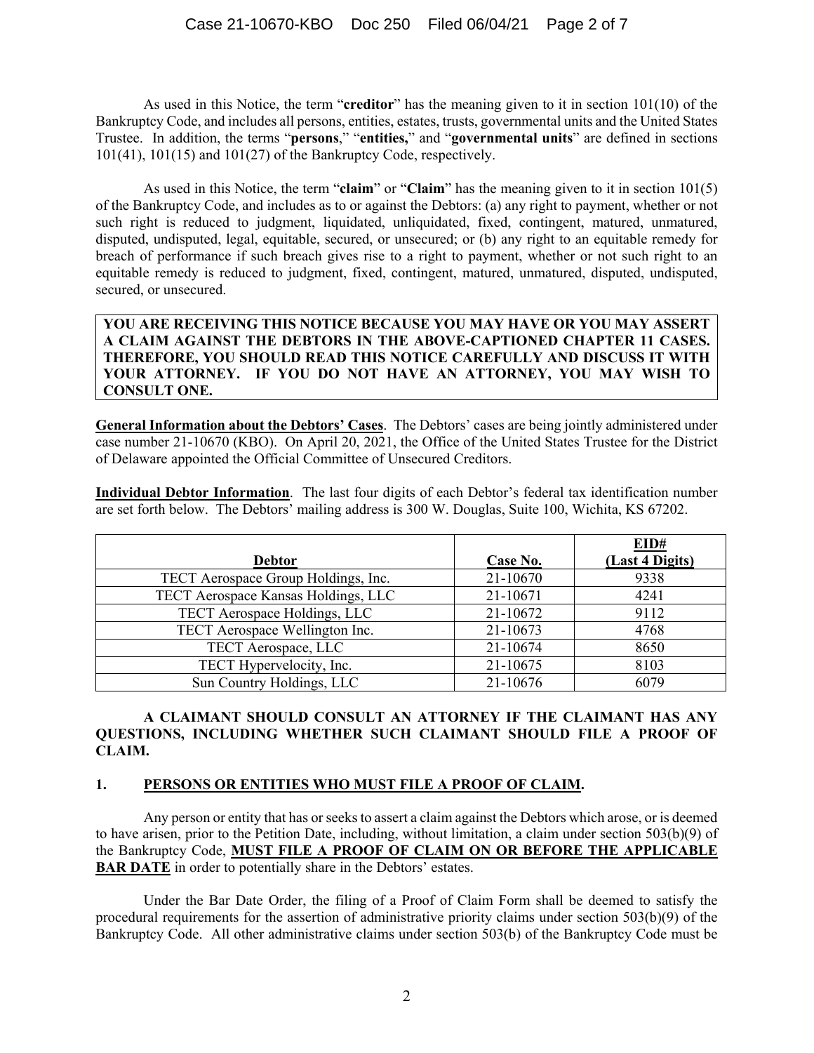As used in this Notice, the term "**creditor**" has the meaning given to it in section 101(10) of the Bankruptcy Code, and includes all persons, entities, estates, trusts, governmental units and the United States Trustee. In addition, the terms "**persons**," "**entities,**" and "**governmental units**" are defined in sections 101(41), 101(15) and 101(27) of the Bankruptcy Code, respectively.

As used in this Notice, the term "**claim**" or "**Claim**" has the meaning given to it in section 101(5) of the Bankruptcy Code, and includes as to or against the Debtors: (a) any right to payment, whether or not such right is reduced to judgment, liquidated, unliquidated, fixed, contingent, matured, unmatured, disputed, undisputed, legal, equitable, secured, or unsecured; or (b) any right to an equitable remedy for breach of performance if such breach gives rise to a right to payment, whether or not such right to an equitable remedy is reduced to judgment, fixed, contingent, matured, unmatured, disputed, undisputed, secured, or unsecured.

**YOU ARE RECEIVING THIS NOTICE BECAUSE YOU MAY HAVE OR YOU MAY ASSERT A CLAIM AGAINST THE DEBTORS IN THE ABOVE-CAPTIONED CHAPTER 11 CASES. THEREFORE, YOU SHOULD READ THIS NOTICE CAREFULLY AND DISCUSS IT WITH YOUR ATTORNEY. IF YOU DO NOT HAVE AN ATTORNEY, YOU MAY WISH TO CONSULT ONE.**

**General Information about the Debtors' Cases**. The Debtors' cases are being jointly administered under case number 21-10670 (KBO). On April 20, 2021, the Office of the United States Trustee for the District of Delaware appointed the Official Committee of Unsecured Creditors.

**Individual Debtor Information**. The last four digits of each Debtor's federal tax identification number are set forth below. The Debtors' mailing address is 300 W. Douglas, Suite 100, Wichita, KS 67202.

| Debtor | Case No. | EID# (Last 4 Digits) |
|---|---|---|
| TECT Aerospace Group Holdings, Inc. | 21-10670 | 9338 |
| TECT Aerospace Kansas Holdings, LLC | 21-10671 | 4241 |
| TECT Aerospace Holdings, LLC | 21-10672 | 9112 |
| TECT Aerospace Wellington Inc. | 21-10673 | 4768 |
| TECT Aerospace, LLC | 21-10674 | 8650 |
| TECT Hypervelocity, Inc. | 21-10675 | 8103 |
| Sun Country Holdings, LLC | 21-10676 | 6079 |

**A CLAIMANT SHOULD CONSULT AN ATTORNEY IF THE CLAIMANT HAS ANY QUESTIONS, INCLUDING WHETHER SUCH CLAIMANT SHOULD FILE A PROOF OF CLAIM.**

## 1. PERSONS OR ENTITIES WHO MUST FILE A PROOF OF CLAIM.

Any person or entity that has or seeks to assert a claim against the Debtors which arose, or is deemed to have arisen, prior to the Petition Date, including, without limitation, a claim under section 503(b)(9) of the Bankruptcy Code, **MUST FILE A PROOF OF CLAIM ON OR BEFORE THE APPLICABLE BAR DATE** in order to potentially share in the Debtors' estates.

Under the Bar Date Order, the filing of a Proof of Claim Form shall be deemed to satisfy the procedural requirements for the assertion of administrative priority claims under section 503(b)(9) of the Bankruptcy Code. All other administrative claims under section 503(b) of the Bankruptcy Code must be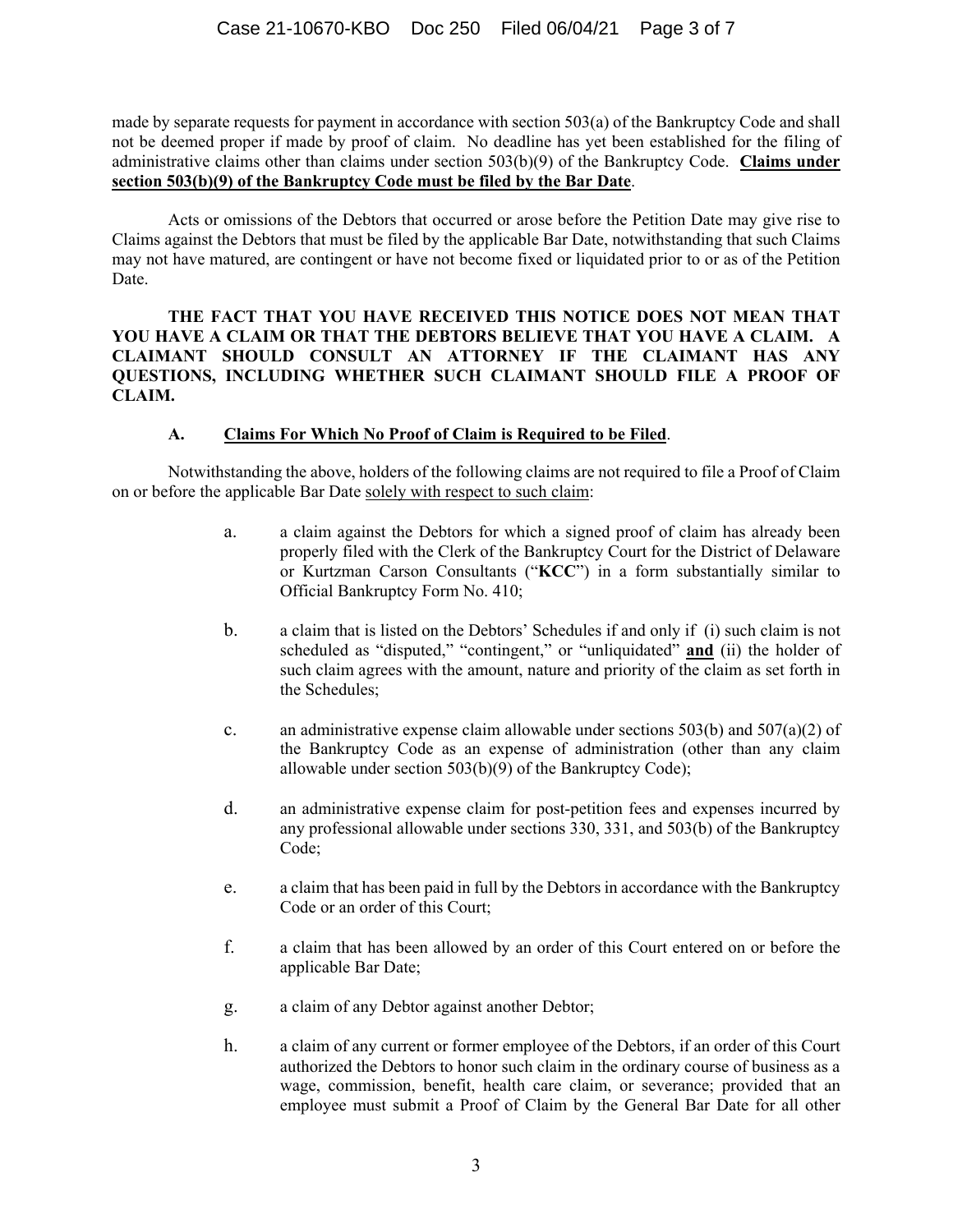made by separate requests for payment in accordance with section 503(a) of the Bankruptcy Code and shall not be deemed proper if made by proof of claim. No deadline has yet been established for the filing of administrative claims other than claims under section 503(b)(9) of the Bankruptcy Code. **Claims under section 503(b)(9) of the Bankruptcy Code must be filed by the Bar Date**.

Acts or omissions of the Debtors that occurred or arose before the Petition Date may give rise to Claims against the Debtors that must be filed by the applicable Bar Date, notwithstanding that such Claims may not have matured, are contingent or have not become fixed or liquidated prior to or as of the Petition Date.

**THE FACT THAT YOU HAVE RECEIVED THIS NOTICE DOES NOT MEAN THAT YOU HAVE A CLAIM OR THAT THE DEBTORS BELIEVE THAT YOU HAVE A CLAIM. A CLAIMANT SHOULD CONSULT AN ATTORNEY IF THE CLAIMANT HAS ANY QUESTIONS, INCLUDING WHETHER SUCH CLAIMANT SHOULD FILE A PROOF OF CLAIM.**

### A. Claims For Which No Proof of Claim is Required to be Filed.

Notwithstanding the above, holders of the following claims are not required to file a Proof of Claim on or before the applicable Bar Date solely with respect to such claim:

a. a claim against the Debtors for which a signed proof of claim has already been properly filed with the Clerk of the Bankruptcy Court for the District of Delaware or Kurtzman Carson Consultants ("**KCC**") in a form substantially similar to Official Bankruptcy Form No. 410;

b. a claim that is listed on the Debtors' Schedules if and only if (i) such claim is not scheduled as "disputed," "contingent," or "unliquidated" **and** (ii) the holder of such claim agrees with the amount, nature and priority of the claim as set forth in the Schedules;

c. an administrative expense claim allowable under sections 503(b) and 507(a)(2) of the Bankruptcy Code as an expense of administration (other than any claim allowable under section 503(b)(9) of the Bankruptcy Code);

d. an administrative expense claim for post-petition fees and expenses incurred by any professional allowable under sections 330, 331, and 503(b) of the Bankruptcy Code;

e. a claim that has been paid in full by the Debtors in accordance with the Bankruptcy Code or an order of this Court;

f. a claim that has been allowed by an order of this Court entered on or before the applicable Bar Date;

g. a claim of any Debtor against another Debtor;

h. a claim of any current or former employee of the Debtors, if an order of this Court authorized the Debtors to honor such claim in the ordinary course of business as a wage, commission, benefit, health care claim, or severance; provided that an employee must submit a Proof of Claim by the General Bar Date for all other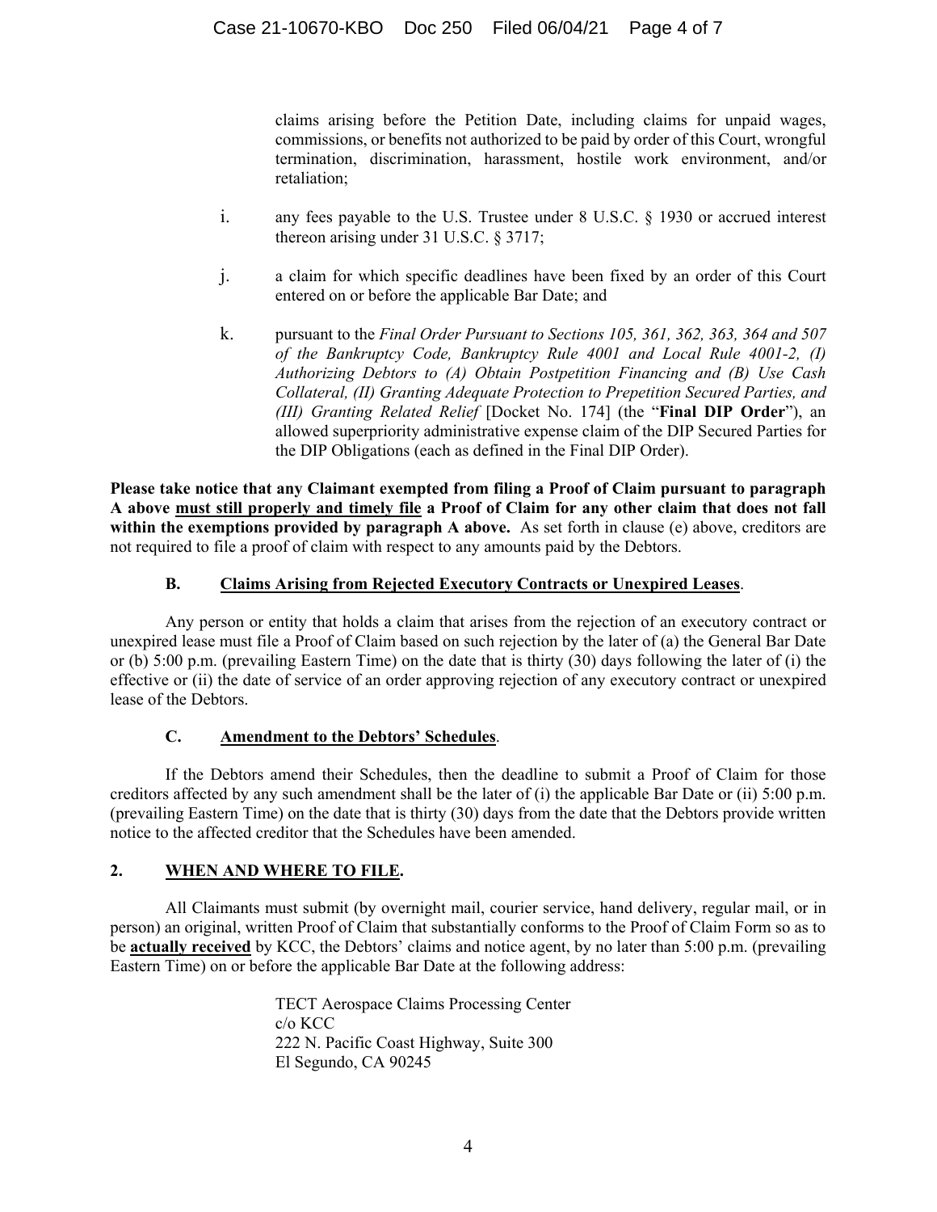claims arising before the Petition Date, including claims for unpaid wages, commissions, or benefits not authorized to be paid by order of this Court, wrongful termination, discrimination, harassment, hostile work environment, and/or retaliation;

i. any fees payable to the U.S. Trustee under 8 U.S.C. § 1930 or accrued interest thereon arising under 31 U.S.C. § 3717;

j. a claim for which specific deadlines have been fixed by an order of this Court entered on or before the applicable Bar Date; and

k. pursuant to the *Final Order Pursuant to Sections 105, 361, 362, 363, 364 and 507 of the Bankruptcy Code, Bankruptcy Rule 4001 and Local Rule 4001-2, (I) Authorizing Debtors to (A) Obtain Postpetition Financing and (B) Use Cash Collateral, (II) Granting Adequate Protection to Prepetition Secured Parties, and (III) Granting Related Relief* [Docket No. 174] (the "**Final DIP Order**"), an allowed superpriority administrative expense claim of the DIP Secured Parties for the DIP Obligations (each as defined in the Final DIP Order).

**Please take notice that any Claimant exempted from filing a Proof of Claim pursuant to paragraph A above must still properly and timely file a Proof of Claim for any other claim that does not fall within the exemptions provided by paragraph A above.** As set forth in clause (e) above, creditors are not required to file a proof of claim with respect to any amounts paid by the Debtors.

### B. Claims Arising from Rejected Executory Contracts or Unexpired Leases.

Any person or entity that holds a claim that arises from the rejection of an executory contract or unexpired lease must file a Proof of Claim based on such rejection by the later of (a) the General Bar Date or (b) 5:00 p.m. (prevailing Eastern Time) on the date that is thirty (30) days following the later of (i) the effective or (ii) the date of service of an order approving rejection of any executory contract or unexpired lease of the Debtors.

### C. Amendment to the Debtors' Schedules.

If the Debtors amend their Schedules, then the deadline to submit a Proof of Claim for those creditors affected by any such amendment shall be the later of (i) the applicable Bar Date or (ii) 5:00 p.m. (prevailing Eastern Time) on the date that is thirty (30) days from the date that the Debtors provide written notice to the affected creditor that the Schedules have been amended.

## 2. WHEN AND WHERE TO FILE.

All Claimants must submit (by overnight mail, courier service, hand delivery, regular mail, or in person) an original, written Proof of Claim that substantially conforms to the Proof of Claim Form so as to be **actually received** by KCC, the Debtors' claims and notice agent, by no later than 5:00 p.m. (prevailing Eastern Time) on or before the applicable Bar Date at the following address:

TECT Aerospace Claims Processing Center
c/o KCC
222 N. Pacific Coast Highway, Suite 300
El Segundo, CA 90245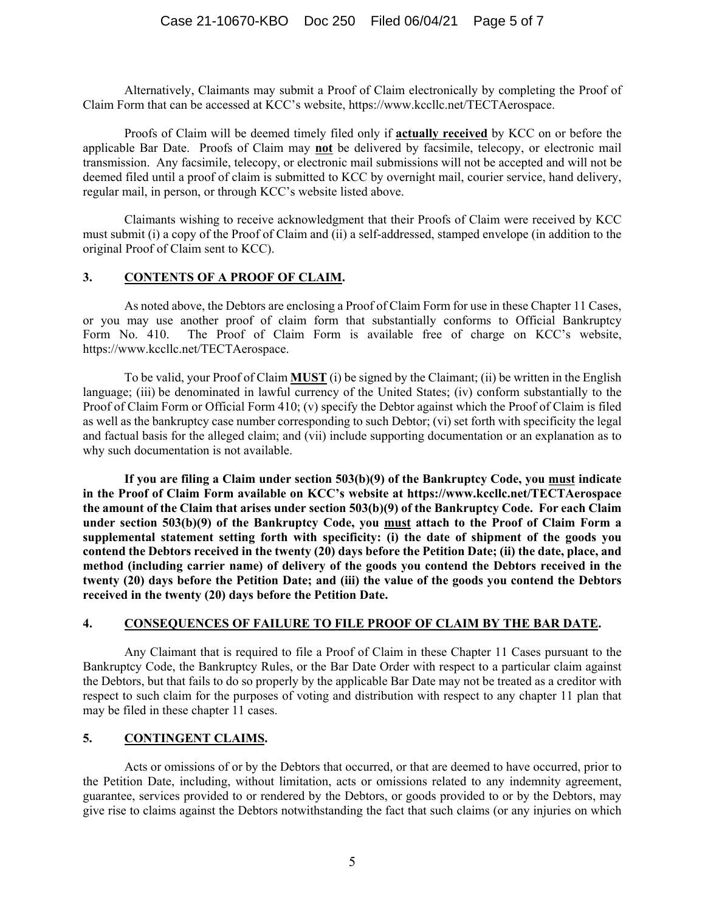Alternatively, Claimants may submit a Proof of Claim electronically by completing the Proof of Claim Form that can be accessed at KCC's website, https://www.kccllc.net/TECTAerospace.

Proofs of Claim will be deemed timely filed only if **actually received** by KCC on or before the applicable Bar Date. Proofs of Claim may **not** be delivered by facsimile, telecopy, or electronic mail transmission. Any facsimile, telecopy, or electronic mail submissions will not be accepted and will not be deemed filed until a proof of claim is submitted to KCC by overnight mail, courier service, hand delivery, regular mail, in person, or through KCC's website listed above.

Claimants wishing to receive acknowledgment that their Proofs of Claim were received by KCC must submit (i) a copy of the Proof of Claim and (ii) a self-addressed, stamped envelope (in addition to the original Proof of Claim sent to KCC).

## 3. CONTENTS OF A PROOF OF CLAIM.

As noted above, the Debtors are enclosing a Proof of Claim Form for use in these Chapter 11 Cases, or you may use another proof of claim form that substantially conforms to Official Bankruptcy Form No. 410. The Proof of Claim Form is available free of charge on KCC's website, https://www.kccllc.net/TECTAerospace.

To be valid, your Proof of Claim **MUST** (i) be signed by the Claimant; (ii) be written in the English language; (iii) be denominated in lawful currency of the United States; (iv) conform substantially to the Proof of Claim Form or Official Form 410; (v) specify the Debtor against which the Proof of Claim is filed as well as the bankruptcy case number corresponding to such Debtor; (vi) set forth with specificity the legal and factual basis for the alleged claim; and (vii) include supporting documentation or an explanation as to why such documentation is not available.

**If you are filing a Claim under section 503(b)(9) of the Bankruptcy Code, you must indicate in the Proof of Claim Form available on KCC's website at https://www.kccllc.net/TECTAerospace the amount of the Claim that arises under section 503(b)(9) of the Bankruptcy Code. For each Claim under section 503(b)(9) of the Bankruptcy Code, you must attach to the Proof of Claim Form a supplemental statement setting forth with specificity: (i) the date of shipment of the goods you contend the Debtors received in the twenty (20) days before the Petition Date; (ii) the date, place, and method (including carrier name) of delivery of the goods you contend the Debtors received in the twenty (20) days before the Petition Date; and (iii) the value of the goods you contend the Debtors received in the twenty (20) days before the Petition Date.**

## 4. CONSEQUENCES OF FAILURE TO FILE PROOF OF CLAIM BY THE BAR DATE.

Any Claimant that is required to file a Proof of Claim in these Chapter 11 Cases pursuant to the Bankruptcy Code, the Bankruptcy Rules, or the Bar Date Order with respect to a particular claim against the Debtors, but that fails to do so properly by the applicable Bar Date may not be treated as a creditor with respect to such claim for the purposes of voting and distribution with respect to any chapter 11 plan that may be filed in these chapter 11 cases.

## 5. CONTINGENT CLAIMS.

Acts or omissions of or by the Debtors that occurred, or that are deemed to have occurred, prior to the Petition Date, including, without limitation, acts or omissions related to any indemnity agreement, guarantee, services provided to or rendered by the Debtors, or goods provided to or by the Debtors, may give rise to claims against the Debtors notwithstanding the fact that such claims (or any injuries on which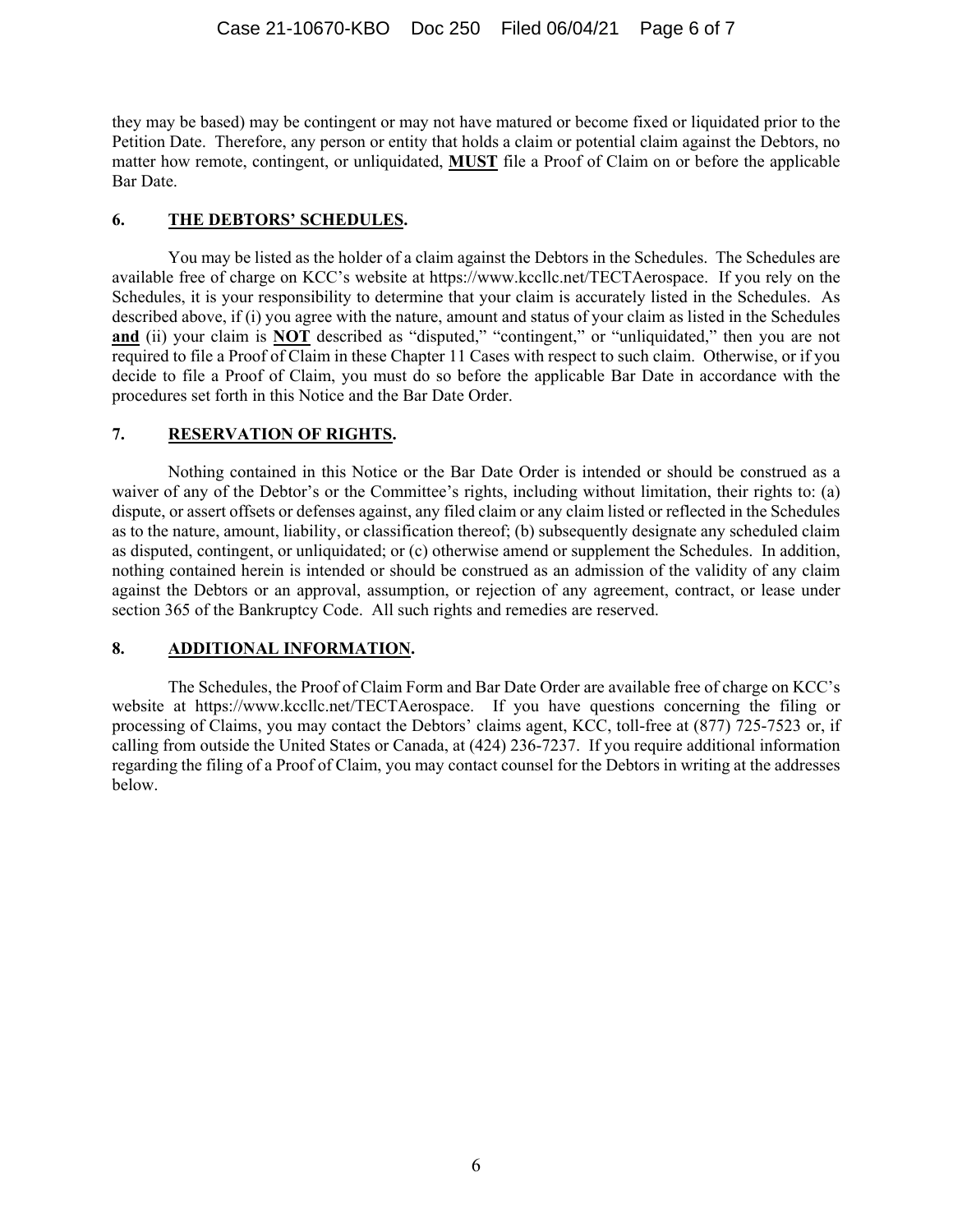they may be based) may be contingent or may not have matured or become fixed or liquidated prior to the Petition Date. Therefore, any person or entity that holds a claim or potential claim against the Debtors, no matter how remote, contingent, or unliquidated, **MUST** file a Proof of Claim on or before the applicable Bar Date.

## 6. THE DEBTORS' SCHEDULES.

You may be listed as the holder of a claim against the Debtors in the Schedules. The Schedules are available free of charge on KCC's website at https://www.kccllc.net/TECTAerospace. If you rely on the Schedules, it is your responsibility to determine that your claim is accurately listed in the Schedules. As described above, if (i) you agree with the nature, amount and status of your claim as listed in the Schedules **and** (ii) your claim is **NOT** described as "disputed," "contingent," or "unliquidated," then you are not required to file a Proof of Claim in these Chapter 11 Cases with respect to such claim. Otherwise, or if you decide to file a Proof of Claim, you must do so before the applicable Bar Date in accordance with the procedures set forth in this Notice and the Bar Date Order.

## 7. RESERVATION OF RIGHTS.

Nothing contained in this Notice or the Bar Date Order is intended or should be construed as a waiver of any of the Debtor's or the Committee's rights, including without limitation, their rights to: (a) dispute, or assert offsets or defenses against, any filed claim or any claim listed or reflected in the Schedules as to the nature, amount, liability, or classification thereof; (b) subsequently designate any scheduled claim as disputed, contingent, or unliquidated; or (c) otherwise amend or supplement the Schedules. In addition, nothing contained herein is intended or should be construed as an admission of the validity of any claim against the Debtors or an approval, assumption, or rejection of any agreement, contract, or lease under section 365 of the Bankruptcy Code. All such rights and remedies are reserved.

## 8. ADDITIONAL INFORMATION.

The Schedules, the Proof of Claim Form and Bar Date Order are available free of charge on KCC's website at https://www.kccllc.net/TECTAerospace. If you have questions concerning the filing or processing of Claims, you may contact the Debtors' claims agent, KCC, toll-free at (877) 725-7523 or, if calling from outside the United States or Canada, at (424) 236-7237. If you require additional information regarding the filing of a Proof of Claim, you may contact counsel for the Debtors in writing at the addresses below.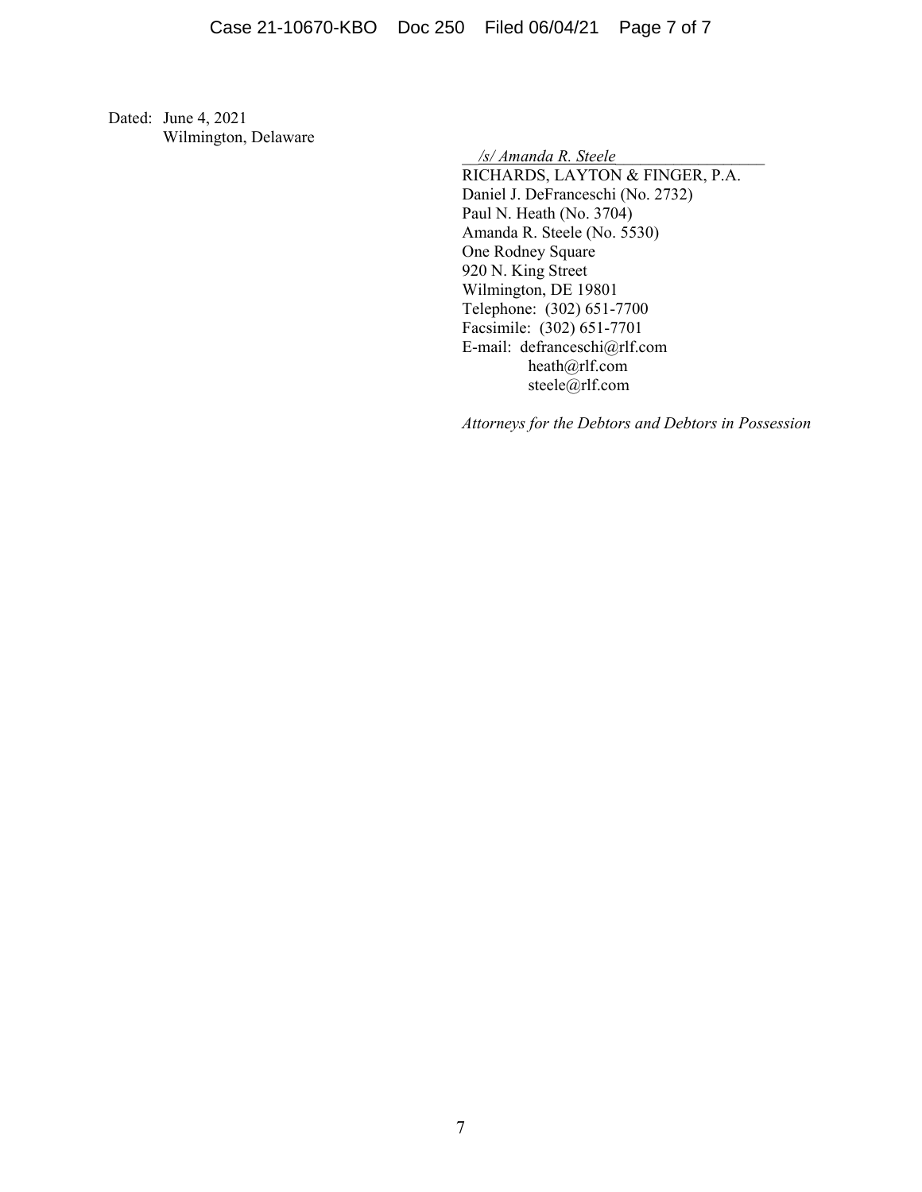Dated: June 4, 2021
Wilmington, Delaware

*/s/ Amanda R. Steele*
RICHARDS, LAYTON & FINGER, P.A.
Daniel J. DeFranceschi (No. 2732)
Paul N. Heath (No. 3704)
Amanda R. Steele (No. 5530)
One Rodney Square
920 N. King Street
Wilmington, DE 19801
Telephone: (302) 651-7700
Facsimile: (302) 651-7701
E-mail: defranceschi@rlf.com
heath@rlf.com
steele@rlf.com

*Attorneys for the Debtors and Debtors in Possession*